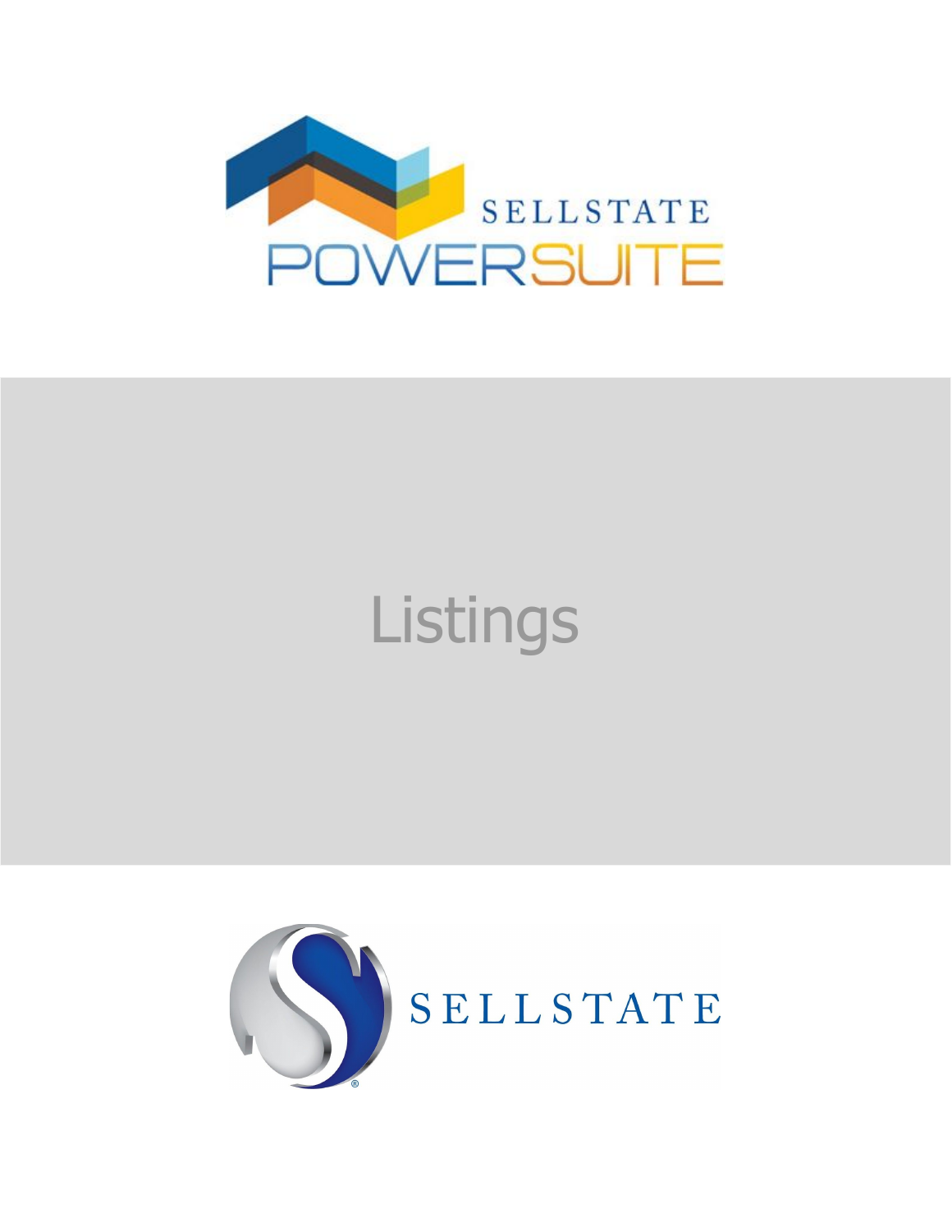SELLSTATE

POWERSUITE

# Listings

SELLSTATE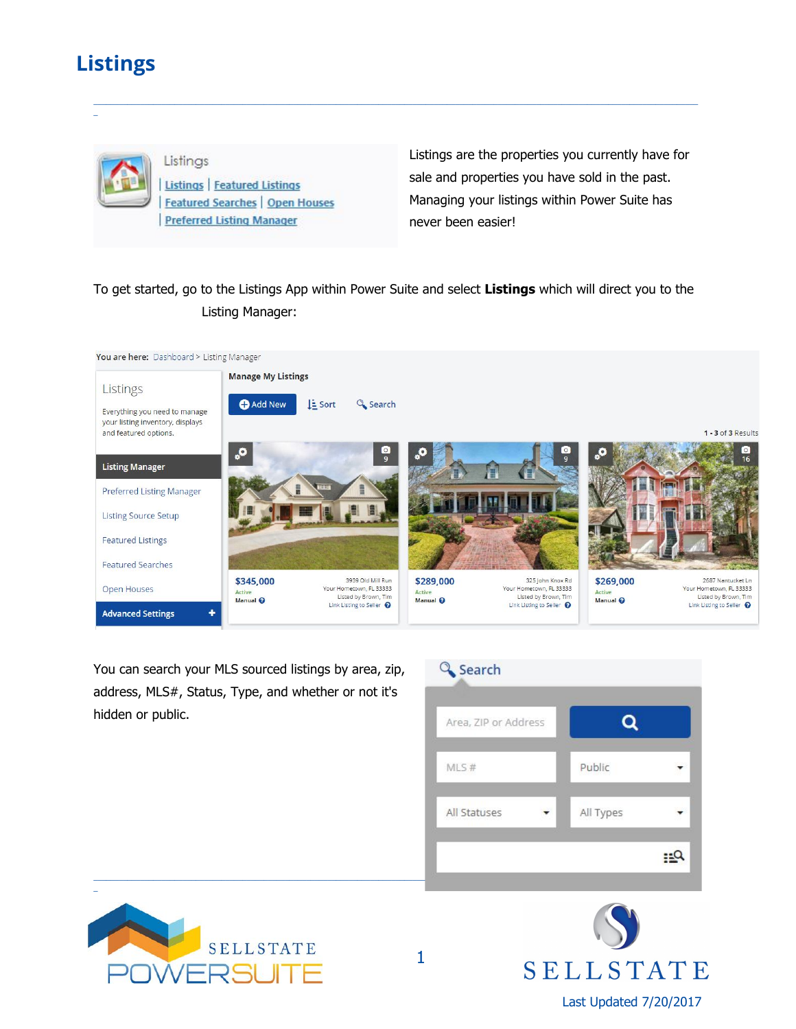# Listings

Listings are the properties you currently have for sale and properties you have sold in the past. Managing your listings within Power Suite has never been easier!

To get started, go to the Listings App within Power Suite and select **Listings** which will direct you to the Listing Manager:

You can search your MLS sourced listings by area, zip, address, MLS#, Status, Type, and whether or not it's hidden or public.

Last Updated 7/20/2017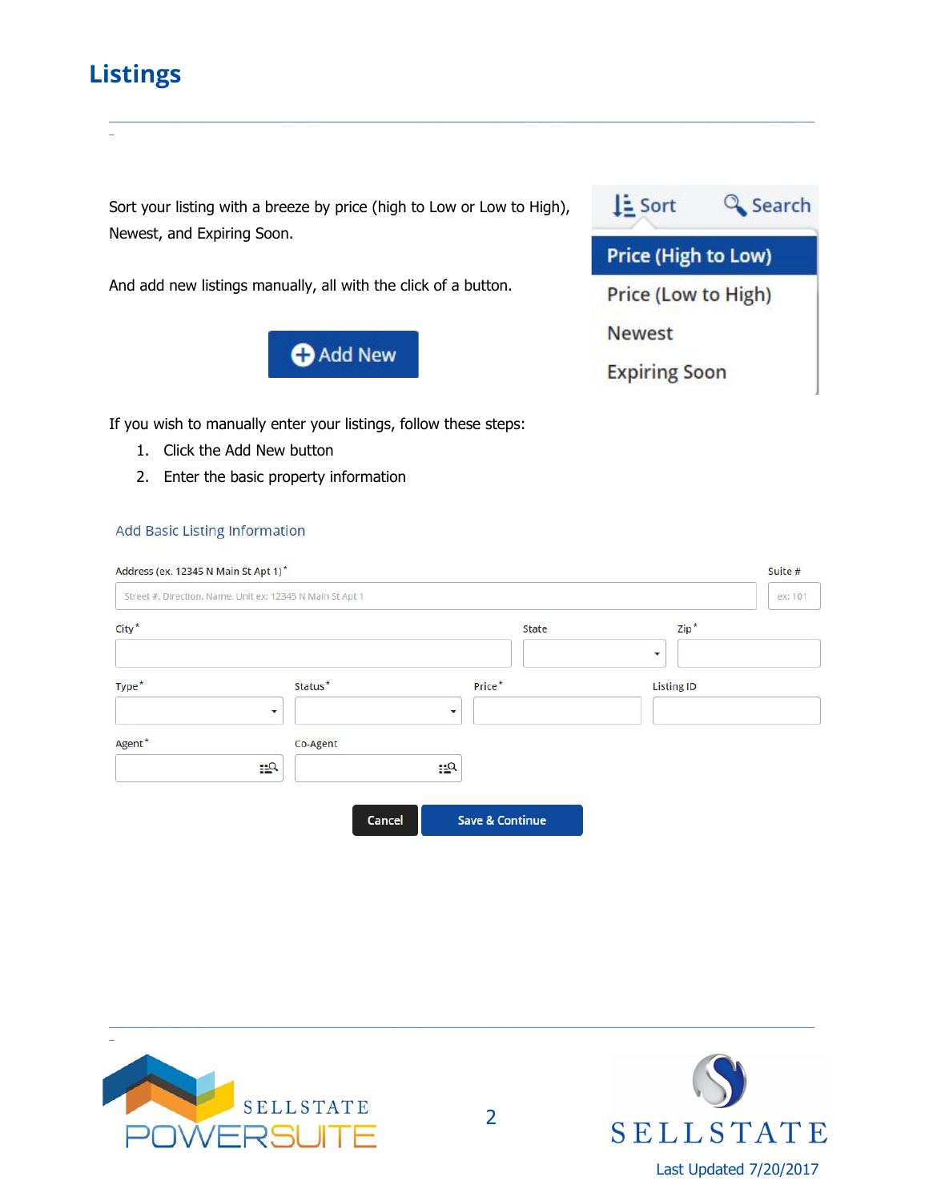# Listings

Sort your listing with a breeze by price (high to Low or Low to High), Newest, and Expiring Soon.

Sort  Search

Price (High to Low)
Price (Low to High)
Newest
Expiring Soon

And add new listings manually, all with the click of a button.

Add New

If you wish to manually enter your listings, follow these steps:

1. Click the Add New button
2. Enter the basic property information

Add Basic Listing Information

Address (ex. 12345 N Main St Apt 1) *
Street #, Direction, Name, Unit ex: 12345 N Main St Apt 1

Suite #
ex: 101

City *

State

Zip *

Type *

Status *

Price *

Listing ID

Agent *

Co-Agent

Cancel  Save & Continue

Last Updated 7/20/2017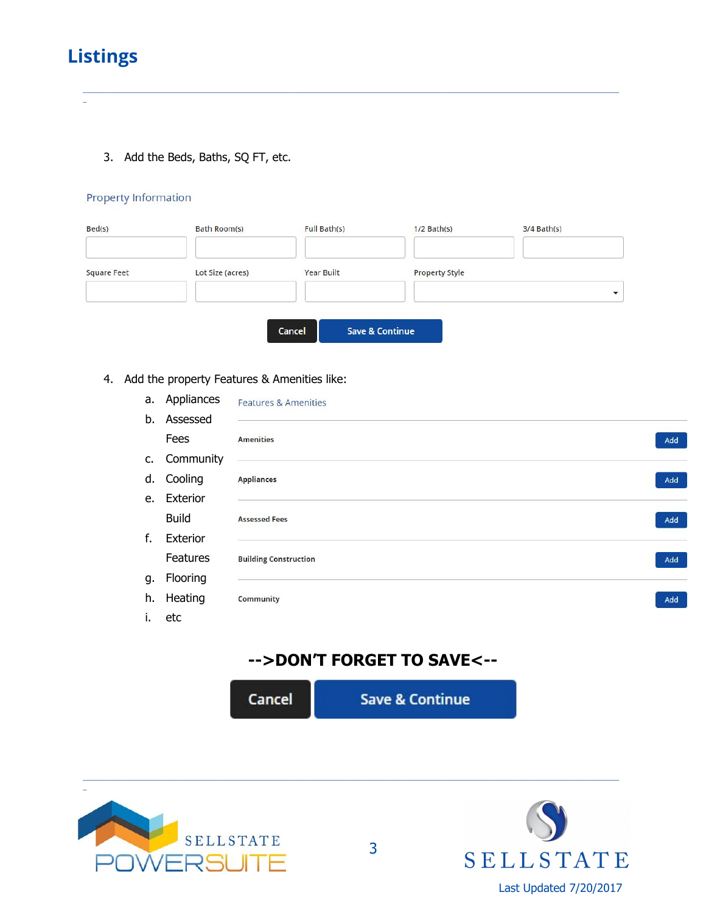# Listings

3. Add the Beds, Baths, SQ FT, etc.

Property Information

| Bed(s) | Bath Room(s) | Full Bath(s) | 1/2 Bath(s) | 3/4 Bath(s) |
|---|---|---|---|---|
| Square Feet | Lot Size (acres) | Year Built | Property Style | |

Cancel | Save & Continue

4. Add the property Features & Amenities like:
   a. Appliances
   b. Assessed Fees
   c. Community
   d. Cooling
   e. Exterior Build
   f. Exterior Features
   g. Flooring
   h. Heating
   i. etc

Features & Amenities

| | |
|---|---|
| Amenities | Add |
| Appliances | Add |
| Assessed Fees | Add |
| Building Construction | Add |
| Community | Add |

**-->DON'T FORGET TO SAVE<--**

Cancel | Save & Continue

SELLSTATE POWERSUITE

SELLSTATE

Last Updated 7/20/2017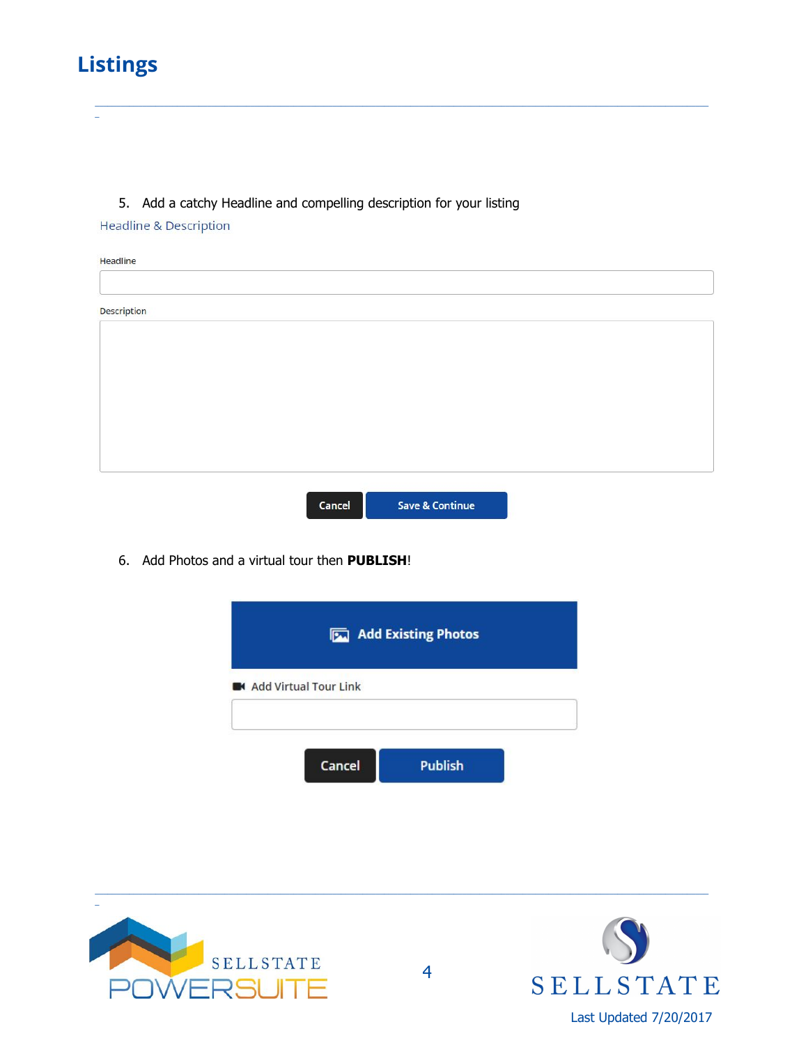# Listings

5. Add a catchy Headline and compelling description for your listing

Headline & Description

Headline

Description

Cancel | Save & Continue

6. Add Photos and a virtual tour then **PUBLISH**!

Add Existing Photos

Add Virtual Tour Link

Cancel | Publish

Last Updated 7/20/2017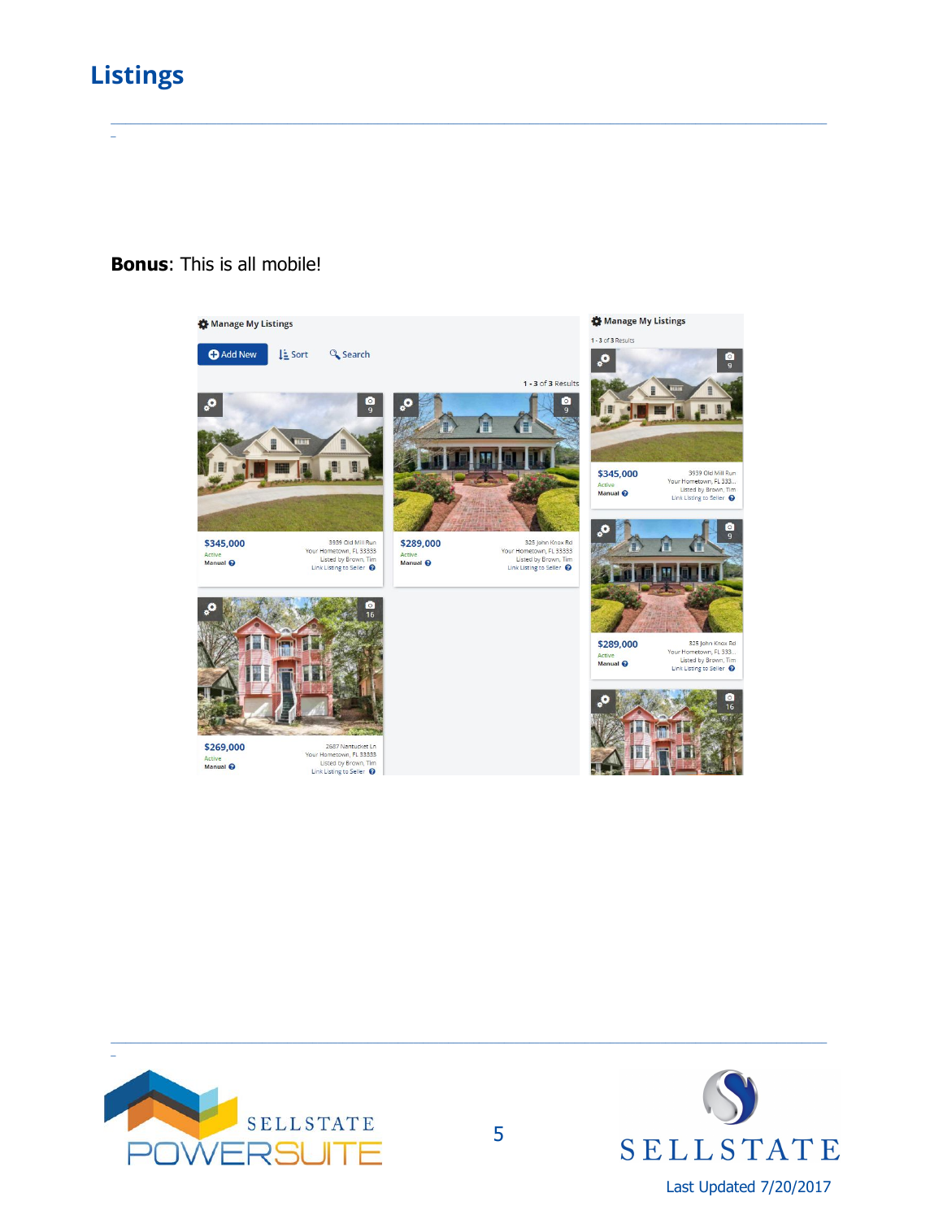# Listings

**Bonus**: This is all mobile!